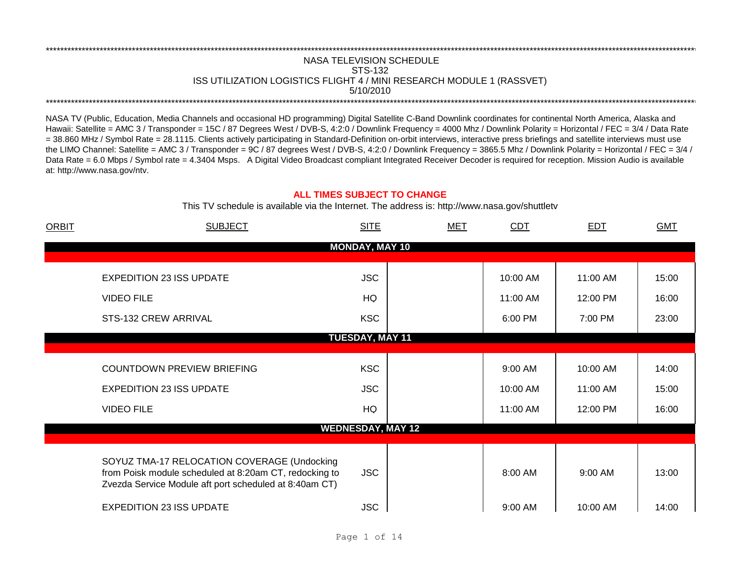# NASA TELEVISION SCHEDULE
## STS-132
## ISS UTILIZATION LOGISTICS FLIGHT 4 / MINI RESEARCH MODULE 1 (RASSVET)
## 5/10/2010

NASA TV (Public, Education, Media Channels and occasional HD programming) Digital Satellite C-Band Downlink coordinates for continental North America, Alaska and Hawaii: Satellite = AMC 3 / Transponder = 15C / 87 Degrees West / DVB-S, 4:2:0 / Downlink Frequency = 4000 Mhz / Downlink Polarity = Horizontal / FEC = 3/4 / Data Rate = 38.860 MHz / Symbol Rate = 28.1115. Clients actively participating in Standard-Definition on-orbit interviews, interactive press briefings and satellite interviews must use the LIMO Channel: Satellite = AMC 3 / Transponder = 9C / 87 degrees West / DVB-S, 4:2:0 / Downlink Frequency = 3865.5 Mhz / Downlink Polarity = Horizontal / FEC = 3/4 / Data Rate = 6.0 Mbps / Symbol rate = 4.3404 Msps. A Digital Video Broadcast compliant Integrated Receiver Decoder is required for reception. Mission Audio is available at: http://www.nasa.gov/ntv.

**ALL TIMES SUBJECT TO CHANGE**

This TV schedule is available via the Internet. The address is: http://www.nasa.gov/shuttletv

| ORBIT | SUBJECT | SITE | MET | CDT | EDT | GMT |
|---|---|---|---|---|---|---|
| | **MONDAY, MAY 10** | | | | | |
| | EXPEDITION 23 ISS UPDATE | JSC | | 10:00 AM | 11:00 AM | 15:00 |
| | VIDEO FILE | HQ | | 11:00 AM | 12:00 PM | 16:00 |
| | STS-132 CREW ARRIVAL | KSC | | 6:00 PM | 7:00 PM | 23:00 |
| | **TUESDAY, MAY 11** | | | | | |
| | COUNTDOWN PREVIEW BRIEFING | KSC | | 9:00 AM | 10:00 AM | 14:00 |
| | EXPEDITION 23 ISS UPDATE | JSC | | 10:00 AM | 11:00 AM | 15:00 |
| | VIDEO FILE | HQ | | 11:00 AM | 12:00 PM | 16:00 |
| | **WEDNESDAY, MAY 12** | | | | | |
| | SOYUZ TMA-17 RELOCATION COVERAGE (Undocking from Poisk module scheduled at 8:20am CT, redocking to Zvezda Service Module aft port scheduled at 8:40am CT) | JSC | | 8:00 AM | 9:00 AM | 13:00 |
| | EXPEDITION 23 ISS UPDATE | JSC | | 9:00 AM | 10:00 AM | 14:00 |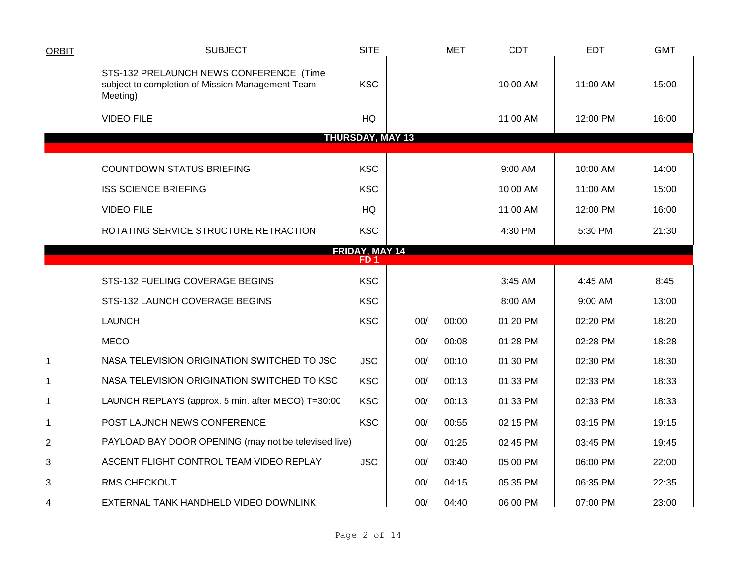| ORBIT | SUBJECT | SITE | MET | | CDT | EDT | GMT |
|---|---|---|---|---|---|---|---|
| | STS-132 PRELAUNCH NEWS CONFERENCE (Time subject to completion of Mission Management Team Meeting) | KSC | | | 10:00 AM | 11:00 AM | 15:00 |
| | VIDEO FILE | HQ | | | 11:00 AM | 12:00 PM | 16:00 |
| | **THURSDAY, MAY 13** | | | | | | |
| | COUNTDOWN STATUS BRIEFING | KSC | | | 9:00 AM | 10:00 AM | 14:00 |
| | ISS SCIENCE BRIEFING | KSC | | | 10:00 AM | 11:00 AM | 15:00 |
| | VIDEO FILE | HQ | | | 11:00 AM | 12:00 PM | 16:00 |
| | ROTATING SERVICE STRUCTURE RETRACTION | KSC | | | 4:30 PM | 5:30 PM | 21:30 |
| | **FRIDAY, MAY 14 FD 1** | | | | | | |
| | STS-132 FUELING COVERAGE BEGINS | KSC | | | 3:45 AM | 4:45 AM | 8:45 |
| | STS-132 LAUNCH COVERAGE BEGINS | KSC | | | 8:00 AM | 9:00 AM | 13:00 |
| | LAUNCH | KSC | 00/ | 00:00 | 01:20 PM | 02:20 PM | 18:20 |
| | MECO | | 00/ | 00:08 | 01:28 PM | 02:28 PM | 18:28 |
| 1 | NASA TELEVISION ORIGINATION SWITCHED TO JSC | JSC | 00/ | 00:10 | 01:30 PM | 02:30 PM | 18:30 |
| 1 | NASA TELEVISION ORIGINATION SWITCHED TO KSC | KSC | 00/ | 00:13 | 01:33 PM | 02:33 PM | 18:33 |
| 1 | LAUNCH REPLAYS (approx. 5 min. after MECO) T=30:00 | KSC | 00/ | 00:13 | 01:33 PM | 02:33 PM | 18:33 |
| 1 | POST LAUNCH NEWS CONFERENCE | KSC | 00/ | 00:55 | 02:15 PM | 03:15 PM | 19:15 |
| 2 | PAYLOAD BAY DOOR OPENING (may not be televised live) | | 00/ | 01:25 | 02:45 PM | 03:45 PM | 19:45 |
| 3 | ASCENT FLIGHT CONTROL TEAM VIDEO REPLAY | JSC | 00/ | 03:40 | 05:00 PM | 06:00 PM | 22:00 |
| 3 | RMS CHECKOUT | | 00/ | 04:15 | 05:35 PM | 06:35 PM | 22:35 |
| 4 | EXTERNAL TANK HANDHELD VIDEO DOWNLINK | | 00/ | 04:40 | 06:00 PM | 07:00 PM | 23:00 |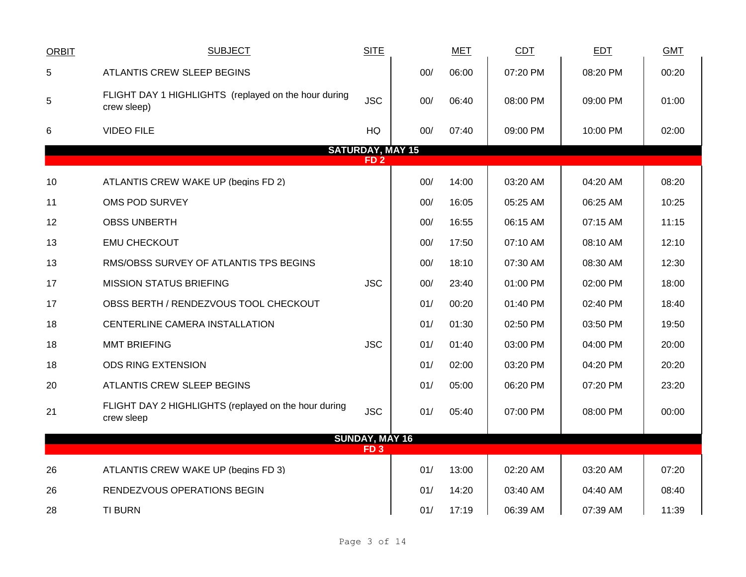| ORBIT | SUBJECT | SITE | MET | | CDT | EDT | GMT |
|---|---|---|---|---|---|---|---|
| 5 | ATLANTIS CREW SLEEP BEGINS | | 00/ | 06:00 | 07:20 PM | 08:20 PM | 00:20 |
| 5 | FLIGHT DAY 1 HIGHLIGHTS (replayed on the hour during crew sleep) | JSC | 00/ | 06:40 | 08:00 PM | 09:00 PM | 01:00 |
| 6 | VIDEO FILE | HQ | 00/ | 07:40 | 09:00 PM | 10:00 PM | 02:00 |
| | **SATURDAY, MAY 15** | | | | | | |
| | **FD 2** | | | | | | |
| 10 | ATLANTIS CREW WAKE UP (begins FD 2) | | 00/ | 14:00 | 03:20 AM | 04:20 AM | 08:20 |
| 11 | OMS POD SURVEY | | 00/ | 16:05 | 05:25 AM | 06:25 AM | 10:25 |
| 12 | OBSS UNBERTH | | 00/ | 16:55 | 06:15 AM | 07:15 AM | 11:15 |
| 13 | EMU CHECKOUT | | 00/ | 17:50 | 07:10 AM | 08:10 AM | 12:10 |
| 13 | RMS/OBSS SURVEY OF ATLANTIS TPS BEGINS | | 00/ | 18:10 | 07:30 AM | 08:30 AM | 12:30 |
| 17 | MISSION STATUS BRIEFING | JSC | 00/ | 23:40 | 01:00 PM | 02:00 PM | 18:00 |
| 17 | OBSS BERTH / RENDEZVOUS TOOL CHECKOUT | | 01/ | 00:20 | 01:40 PM | 02:40 PM | 18:40 |
| 18 | CENTERLINE CAMERA INSTALLATION | | 01/ | 01:30 | 02:50 PM | 03:50 PM | 19:50 |
| 18 | MMT BRIEFING | JSC | 01/ | 01:40 | 03:00 PM | 04:00 PM | 20:00 |
| 18 | ODS RING EXTENSION | | 01/ | 02:00 | 03:20 PM | 04:20 PM | 20:20 |
| 20 | ATLANTIS CREW SLEEP BEGINS | | 01/ | 05:00 | 06:20 PM | 07:20 PM | 23:20 |
| 21 | FLIGHT DAY 2 HIGHLIGHTS (replayed on the hour during crew sleep | JSC | 01/ | 05:40 | 07:00 PM | 08:00 PM | 00:00 |
| | **SUNDAY, MAY 16** | | | | | | |
| | **FD 3** | | | | | | |
| 26 | ATLANTIS CREW WAKE UP (begins FD 3) | | 01/ | 13:00 | 02:20 AM | 03:20 AM | 07:20 |
| 26 | RENDEZVOUS OPERATIONS BEGIN | | 01/ | 14:20 | 03:40 AM | 04:40 AM | 08:40 |
| 28 | TI BURN | | 01/ | 17:19 | 06:39 AM | 07:39 AM | 11:39 |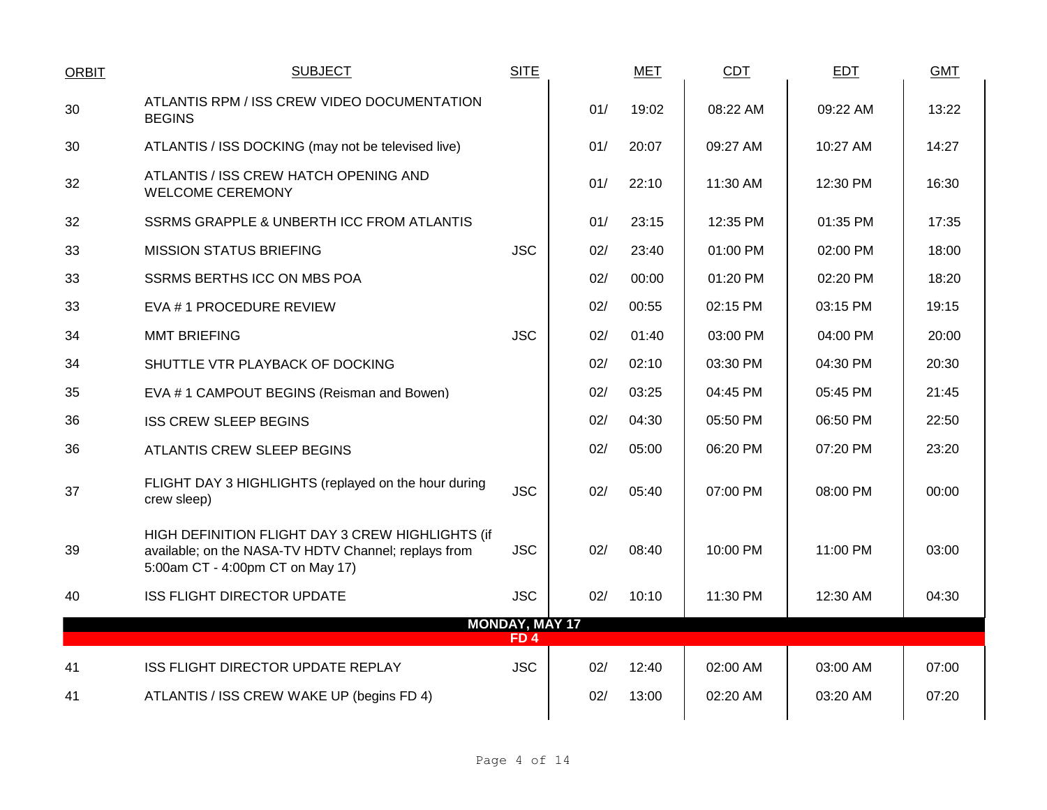| ORBIT | SUBJECT | SITE | | MET | CDT | EDT | GMT |
|---|---|---|---|---|---|---|---|
| 30 | ATLANTIS RPM / ISS CREW VIDEO DOCUMENTATION BEGINS | | 01/ | 19:02 | 08:22 AM | 09:22 AM | 13:22 |
| 30 | ATLANTIS / ISS DOCKING (may not be televised live) | | 01/ | 20:07 | 09:27 AM | 10:27 AM | 14:27 |
| 32 | ATLANTIS / ISS CREW HATCH OPENING AND WELCOME CEREMONY | | 01/ | 22:10 | 11:30 AM | 12:30 PM | 16:30 |
| 32 | SSRMS GRAPPLE & UNBERTH ICC FROM ATLANTIS | | 01/ | 23:15 | 12:35 PM | 01:35 PM | 17:35 |
| 33 | MISSION STATUS BRIEFING | JSC | 02/ | 23:40 | 01:00 PM | 02:00 PM | 18:00 |
| 33 | SSRMS BERTHS ICC ON MBS POA | | 02/ | 00:00 | 01:20 PM | 02:20 PM | 18:20 |
| 33 | EVA # 1 PROCEDURE REVIEW | | 02/ | 00:55 | 02:15 PM | 03:15 PM | 19:15 |
| 34 | MMT BRIEFING | JSC | 02/ | 01:40 | 03:00 PM | 04:00 PM | 20:00 |
| 34 | SHUTTLE VTR PLAYBACK OF DOCKING | | 02/ | 02:10 | 03:30 PM | 04:30 PM | 20:30 |
| 35 | EVA # 1 CAMPOUT BEGINS (Reisman and Bowen) | | 02/ | 03:25 | 04:45 PM | 05:45 PM | 21:45 |
| 36 | ISS CREW SLEEP BEGINS | | 02/ | 04:30 | 05:50 PM | 06:50 PM | 22:50 |
| 36 | ATLANTIS CREW SLEEP BEGINS | | 02/ | 05:00 | 06:20 PM | 07:20 PM | 23:20 |
| 37 | FLIGHT DAY 3 HIGHLIGHTS (replayed on the hour during crew sleep) | JSC | 02/ | 05:40 | 07:00 PM | 08:00 PM | 00:00 |
| 39 | HIGH DEFINITION FLIGHT DAY 3 CREW HIGHLIGHTS (if available; on the NASA-TV HDTV Channel; replays from 5:00am CT - 4:00pm CT on May 17) | JSC | 02/ | 08:40 | 10:00 PM | 11:00 PM | 03:00 |
| 40 | ISS FLIGHT DIRECTOR UPDATE | JSC | 02/ | 10:10 | 11:30 PM | 12:30 AM | 04:30 |
| | **MONDAY, MAY 17** | | | | | | |
| | **FD 4** | | | | | | |
| 41 | ISS FLIGHT DIRECTOR UPDATE REPLAY | JSC | 02/ | 12:40 | 02:00 AM | 03:00 AM | 07:00 |
| 41 | ATLANTIS / ISS CREW WAKE UP (begins FD 4) | | 02/ | 13:00 | 02:20 AM | 03:20 AM | 07:20 |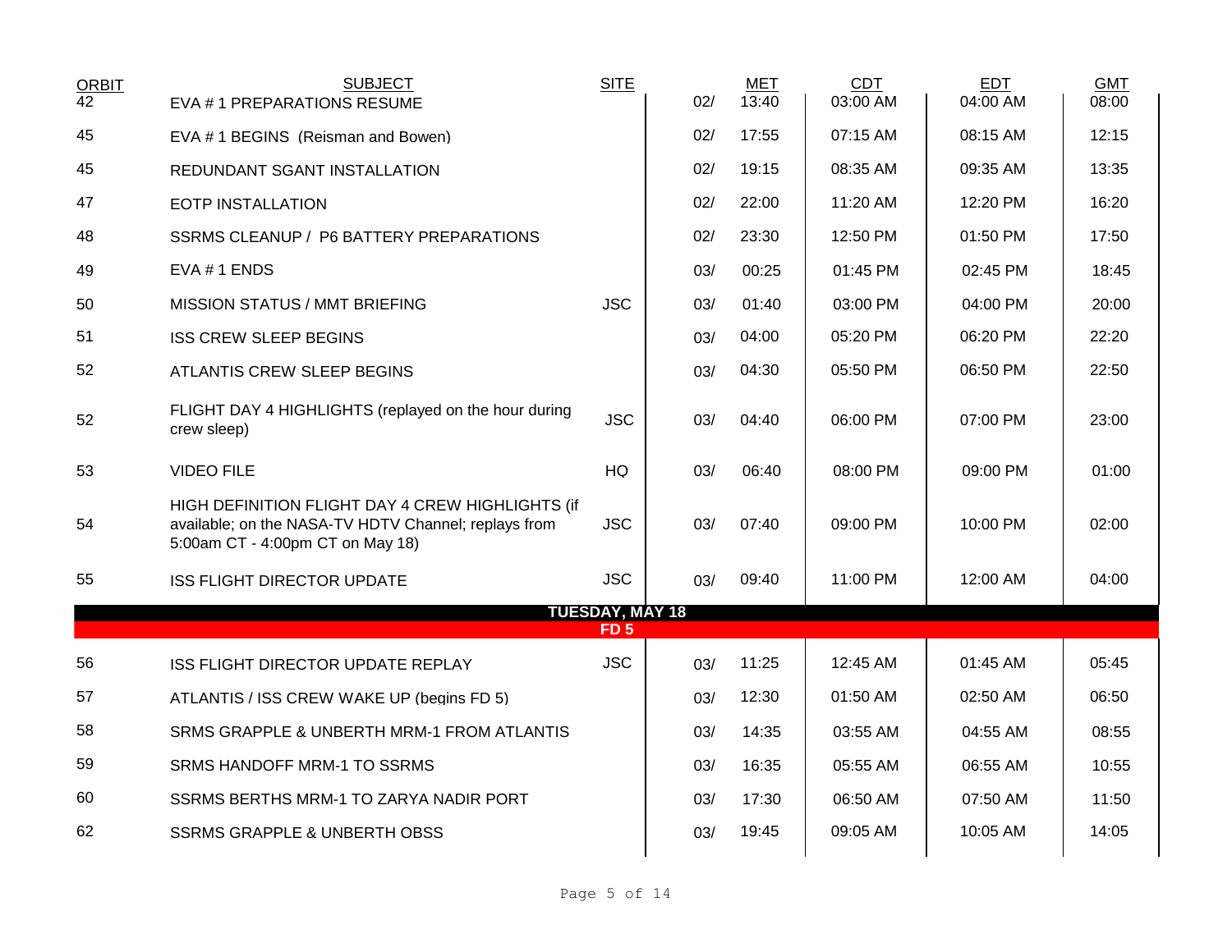| ORBIT | SUBJECT | SITE | | MET | CDT | EDT | GMT |
|---|---|---|---|---|---|---|---|
| 42 | EVA # 1 PREPARATIONS RESUME | | 02/ | 13:40 | 03:00 AM | 04:00 AM | 08:00 |
| 45 | EVA # 1 BEGINS (Reisman and Bowen) | | 02/ | 17:55 | 07:15 AM | 08:15 AM | 12:15 |
| 45 | REDUNDANT SGANT INSTALLATION | | 02/ | 19:15 | 08:35 AM | 09:35 AM | 13:35 |
| 47 | EOTP INSTALLATION | | 02/ | 22:00 | 11:20 AM | 12:20 PM | 16:20 |
| 48 | SSRMS CLEANUP / P6 BATTERY PREPARATIONS | | 02/ | 23:30 | 12:50 PM | 01:50 PM | 17:50 |
| 49 | EVA # 1 ENDS | | 03/ | 00:25 | 01:45 PM | 02:45 PM | 18:45 |
| 50 | MISSION STATUS / MMT BRIEFING | JSC | 03/ | 01:40 | 03:00 PM | 04:00 PM | 20:00 |
| 51 | ISS CREW SLEEP BEGINS | | 03/ | 04:00 | 05:20 PM | 06:20 PM | 22:20 |
| 52 | ATLANTIS CREW SLEEP BEGINS | | 03/ | 04:30 | 05:50 PM | 06:50 PM | 22:50 |
| 52 | FLIGHT DAY 4 HIGHLIGHTS (replayed on the hour during crew sleep) | JSC | 03/ | 04:40 | 06:00 PM | 07:00 PM | 23:00 |
| 53 | VIDEO FILE | HQ | 03/ | 06:40 | 08:00 PM | 09:00 PM | 01:00 |
| 54 | HIGH DEFINITION FLIGHT DAY 4 CREW HIGHLIGHTS (if available; on the NASA-TV HDTV Channel; replays from 5:00am CT - 4:00pm CT on May 18) | JSC | 03/ | 07:40 | 09:00 PM | 10:00 PM | 02:00 |
| 55 | ISS FLIGHT DIRECTOR UPDATE | JSC | 03/ | 09:40 | 11:00 PM | 12:00 AM | 04:00 |
| | **TUESDAY, MAY 18** | | | | | | |
| | **FD 5** | | | | | | |
| 56 | ISS FLIGHT DIRECTOR UPDATE REPLAY | JSC | 03/ | 11:25 | 12:45 AM | 01:45 AM | 05:45 |
| 57 | ATLANTIS / ISS CREW WAKE UP (begins FD 5) | | 03/ | 12:30 | 01:50 AM | 02:50 AM | 06:50 |
| 58 | SRMS GRAPPLE & UNBERTH MRM-1 FROM ATLANTIS | | 03/ | 14:35 | 03:55 AM | 04:55 AM | 08:55 |
| 59 | SRMS HANDOFF MRM-1 TO SSRMS | | 03/ | 16:35 | 05:55 AM | 06:55 AM | 10:55 |
| 60 | SSRMS BERTHS MRM-1 TO ZARYA NADIR PORT | | 03/ | 17:30 | 06:50 AM | 07:50 AM | 11:50 |
| 62 | SSRMS GRAPPLE & UNBERTH OBSS | | 03/ | 19:45 | 09:05 AM | 10:05 AM | 14:05 |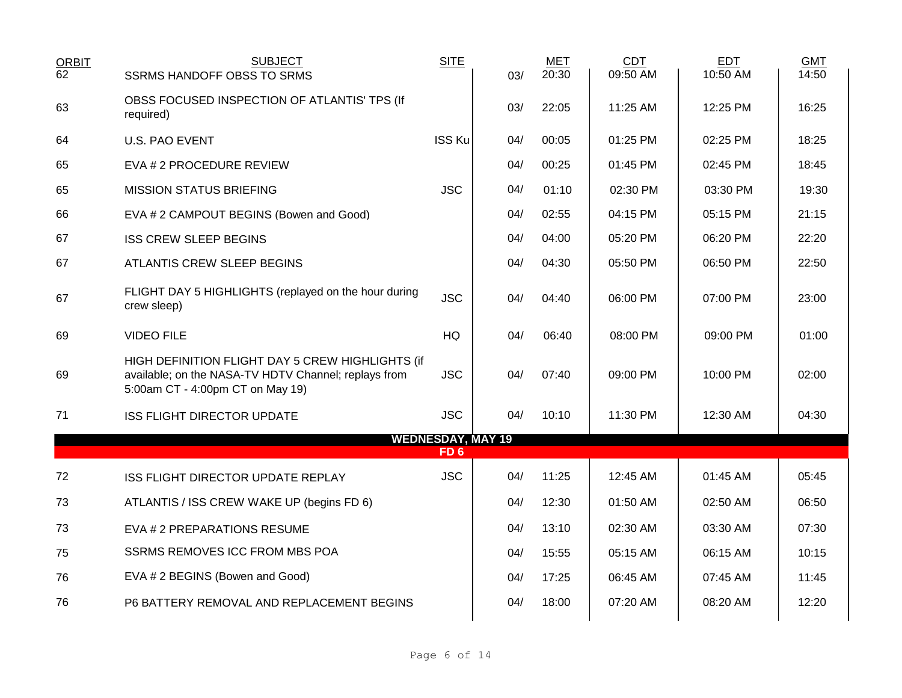| ORBIT | SUBJECT | SITE | | MET | CDT | EDT | GMT |
|---|---|---|---|---|---|---|---|
| 62 | SSRMS HANDOFF OBSS TO SRMS | | 03/ | 20:30 | 09:50 AM | 10:50 AM | 14:50 |
| 63 | OBSS FOCUSED INSPECTION OF ATLANTIS' TPS (If required) | | 03/ | 22:05 | 11:25 AM | 12:25 PM | 16:25 |
| 64 | U.S. PAO EVENT | ISS Ku | 04/ | 00:05 | 01:25 PM | 02:25 PM | 18:25 |
| 65 | EVA # 2 PROCEDURE REVIEW | | 04/ | 00:25 | 01:45 PM | 02:45 PM | 18:45 |
| 65 | MISSION STATUS BRIEFING | JSC | 04/ | 01:10 | 02:30 PM | 03:30 PM | 19:30 |
| 66 | EVA # 2 CAMPOUT BEGINS (Bowen and Good) | | 04/ | 02:55 | 04:15 PM | 05:15 PM | 21:15 |
| 67 | ISS CREW SLEEP BEGINS | | 04/ | 04:00 | 05:20 PM | 06:20 PM | 22:20 |
| 67 | ATLANTIS CREW SLEEP BEGINS | | 04/ | 04:30 | 05:50 PM | 06:50 PM | 22:50 |
| 67 | FLIGHT DAY 5 HIGHLIGHTS (replayed on the hour during crew sleep) | JSC | 04/ | 04:40 | 06:00 PM | 07:00 PM | 23:00 |
| 69 | VIDEO FILE | HQ | 04/ | 06:40 | 08:00 PM | 09:00 PM | 01:00 |
| 69 | HIGH DEFINITION FLIGHT DAY 5 CREW HIGHLIGHTS (if available; on the NASA-TV HDTV Channel; replays from 5:00am CT - 4:00pm CT on May 19) | JSC | 04/ | 07:40 | 09:00 PM | 10:00 PM | 02:00 |
| 71 | ISS FLIGHT DIRECTOR UPDATE | JSC | 04/ | 10:10 | 11:30 PM | 12:30 AM | 04:30 |
| | **WEDNESDAY, MAY 19** | | | | | | |
| | **FD 6** | | | | | | |
| 72 | ISS FLIGHT DIRECTOR UPDATE REPLAY | JSC | 04/ | 11:25 | 12:45 AM | 01:45 AM | 05:45 |
| 73 | ATLANTIS / ISS CREW WAKE UP (begins FD 6) | | 04/ | 12:30 | 01:50 AM | 02:50 AM | 06:50 |
| 73 | EVA # 2 PREPARATIONS RESUME | | 04/ | 13:10 | 02:30 AM | 03:30 AM | 07:30 |
| 75 | SSRMS REMOVES ICC FROM MBS POA | | 04/ | 15:55 | 05:15 AM | 06:15 AM | 10:15 |
| 76 | EVA # 2 BEGINS (Bowen and Good) | | 04/ | 17:25 | 06:45 AM | 07:45 AM | 11:45 |
| 76 | P6 BATTERY REMOVAL AND REPLACEMENT BEGINS | | 04/ | 18:00 | 07:20 AM | 08:20 AM | 12:20 |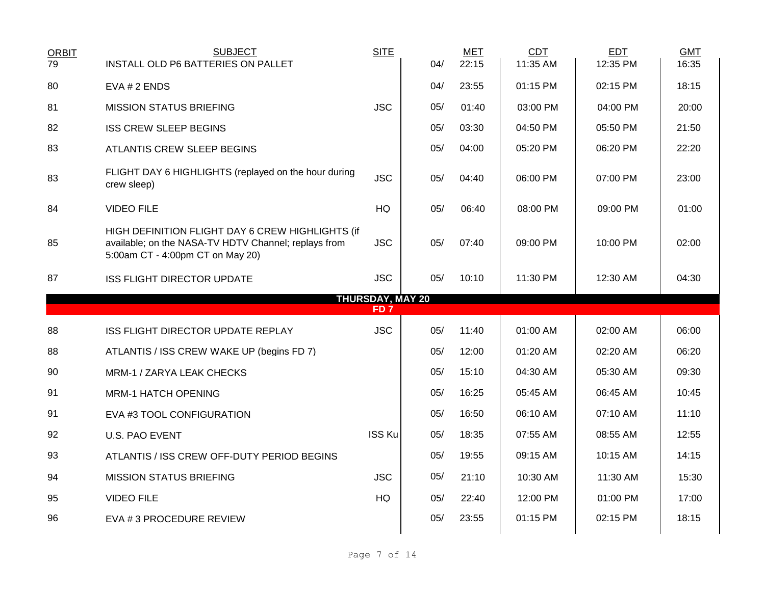| ORBIT | SUBJECT | SITE | | MET | CDT | EDT | GMT |
|---|---|---|---|---|---|---|---|
| 79 | INSTALL OLD P6 BATTERIES ON PALLET | | 04/ | 22:15 | 11:35 AM | 12:35 PM | 16:35 |
| 80 | EVA # 2 ENDS | | 04/ | 23:55 | 01:15 PM | 02:15 PM | 18:15 |
| 81 | MISSION STATUS BRIEFING | JSC | 05/ | 01:40 | 03:00 PM | 04:00 PM | 20:00 |
| 82 | ISS CREW SLEEP BEGINS | | 05/ | 03:30 | 04:50 PM | 05:50 PM | 21:50 |
| 83 | ATLANTIS CREW SLEEP BEGINS | | 05/ | 04:00 | 05:20 PM | 06:20 PM | 22:20 |
| 83 | FLIGHT DAY 6 HIGHLIGHTS (replayed on the hour during crew sleep) | JSC | 05/ | 04:40 | 06:00 PM | 07:00 PM | 23:00 |
| 84 | VIDEO FILE | HQ | 05/ | 06:40 | 08:00 PM | 09:00 PM | 01:00 |
| 85 | HIGH DEFINITION FLIGHT DAY 6 CREW HIGHLIGHTS (if available; on the NASA-TV HDTV Channel; replays from 5:00am CT - 4:00pm CT on May 20) | JSC | 05/ | 07:40 | 09:00 PM | 10:00 PM | 02:00 |
| 87 | ISS FLIGHT DIRECTOR UPDATE | JSC | 05/ | 10:10 | 11:30 PM | 12:30 AM | 04:30 |
| | **THURSDAY, MAY 20** | | | | | | |
| | **FD 7** | | | | | | |
| 88 | ISS FLIGHT DIRECTOR UPDATE REPLAY | JSC | 05/ | 11:40 | 01:00 AM | 02:00 AM | 06:00 |
| 88 | ATLANTIS / ISS CREW WAKE UP (begins FD 7) | | 05/ | 12:00 | 01:20 AM | 02:20 AM | 06:20 |
| 90 | MRM-1 / ZARYA LEAK CHECKS | | 05/ | 15:10 | 04:30 AM | 05:30 AM | 09:30 |
| 91 | MRM-1 HATCH OPENING | | 05/ | 16:25 | 05:45 AM | 06:45 AM | 10:45 |
| 91 | EVA #3 TOOL CONFIGURATION | | 05/ | 16:50 | 06:10 AM | 07:10 AM | 11:10 |
| 92 | U.S. PAO EVENT | ISS Ku | 05/ | 18:35 | 07:55 AM | 08:55 AM | 12:55 |
| 93 | ATLANTIS / ISS CREW OFF-DUTY PERIOD BEGINS | | 05/ | 19:55 | 09:15 AM | 10:15 AM | 14:15 |
| 94 | MISSION STATUS BRIEFING | JSC | 05/ | 21:10 | 10:30 AM | 11:30 AM | 15:30 |
| 95 | VIDEO FILE | HQ | 05/ | 22:40 | 12:00 PM | 01:00 PM | 17:00 |
| 96 | EVA # 3 PROCEDURE REVIEW | | 05/ | 23:55 | 01:15 PM | 02:15 PM | 18:15 |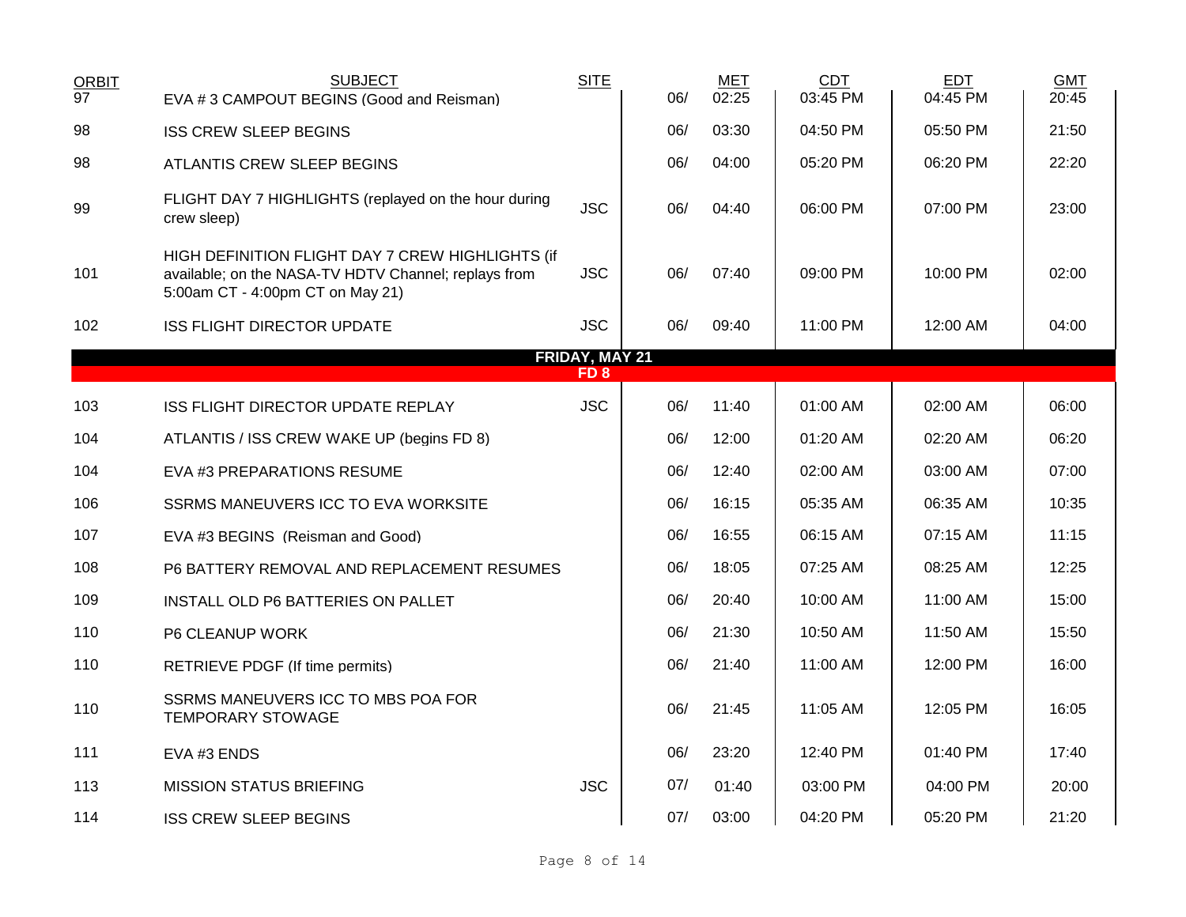| ORBIT | SUBJECT | SITE | | MET | CDT | EDT | GMT |
|---|---|---|---|---|---|---|---|
| 97 | EVA # 3 CAMPOUT BEGINS (Good and Reisman) | | 06/ | 02:25 | 03:45 PM | 04:45 PM | 20:45 |
| 98 | ISS CREW SLEEP BEGINS | | 06/ | 03:30 | 04:50 PM | 05:50 PM | 21:50 |
| 98 | ATLANTIS CREW SLEEP BEGINS | | 06/ | 04:00 | 05:20 PM | 06:20 PM | 22:20 |
| 99 | FLIGHT DAY 7 HIGHLIGHTS (replayed on the hour during crew sleep) | JSC | 06/ | 04:40 | 06:00 PM | 07:00 PM | 23:00 |
| 101 | HIGH DEFINITION FLIGHT DAY 7 CREW HIGHLIGHTS (if available; on the NASA-TV HDTV Channel; replays from 5:00am CT - 4:00pm CT on May 21) | JSC | 06/ | 07:40 | 09:00 PM | 10:00 PM | 02:00 |
| 102 | ISS FLIGHT DIRECTOR UPDATE | JSC | 06/ | 09:40 | 11:00 PM | 12:00 AM | 04:00 |
| | **FRIDAY, MAY 21** | | | | | | |
| | **FD 8** | | | | | | |
| 103 | ISS FLIGHT DIRECTOR UPDATE REPLAY | JSC | 06/ | 11:40 | 01:00 AM | 02:00 AM | 06:00 |
| 104 | ATLANTIS / ISS CREW WAKE UP (begins FD 8) | | 06/ | 12:00 | 01:20 AM | 02:20 AM | 06:20 |
| 104 | EVA #3 PREPARATIONS RESUME | | 06/ | 12:40 | 02:00 AM | 03:00 AM | 07:00 |
| 106 | SSRMS MANEUVERS ICC TO EVA WORKSITE | | 06/ | 16:15 | 05:35 AM | 06:35 AM | 10:35 |
| 107 | EVA #3 BEGINS (Reisman and Good) | | 06/ | 16:55 | 06:15 AM | 07:15 AM | 11:15 |
| 108 | P6 BATTERY REMOVAL AND REPLACEMENT RESUMES | | 06/ | 18:05 | 07:25 AM | 08:25 AM | 12:25 |
| 109 | INSTALL OLD P6 BATTERIES ON PALLET | | 06/ | 20:40 | 10:00 AM | 11:00 AM | 15:00 |
| 110 | P6 CLEANUP WORK | | 06/ | 21:30 | 10:50 AM | 11:50 AM | 15:50 |
| 110 | RETRIEVE PDGF (If time permits) | | 06/ | 21:40 | 11:00 AM | 12:00 PM | 16:00 |
| 110 | SSRMS MANEUVERS ICC TO MBS POA FOR TEMPORARY STOWAGE | | 06/ | 21:45 | 11:05 AM | 12:05 PM | 16:05 |
| 111 | EVA #3 ENDS | | 06/ | 23:20 | 12:40 PM | 01:40 PM | 17:40 |
| 113 | MISSION STATUS BRIEFING | JSC | 07/ | 01:40 | 03:00 PM | 04:00 PM | 20:00 |
| 114 | ISS CREW SLEEP BEGINS | | 07/ | 03:00 | 04:20 PM | 05:20 PM | 21:20 |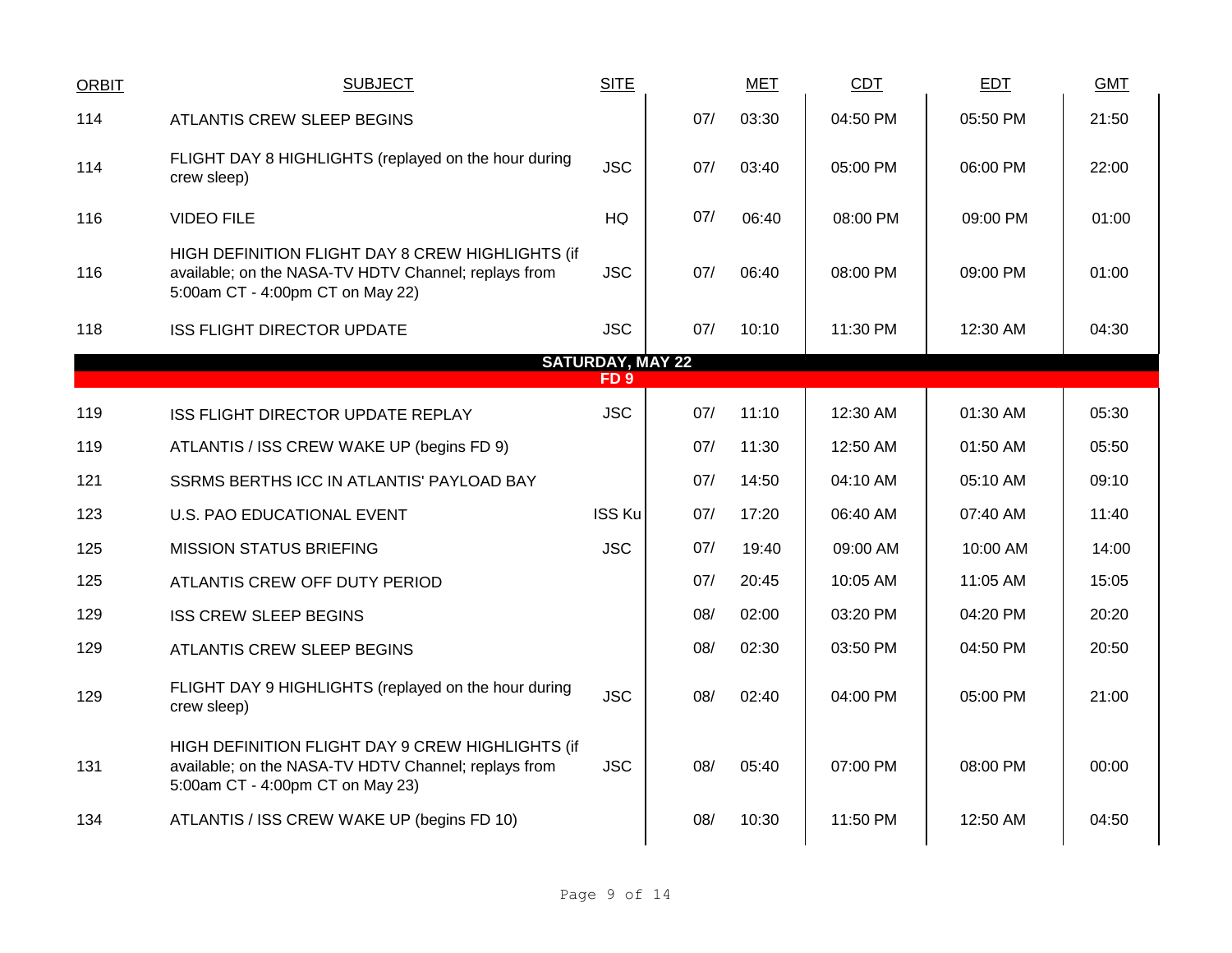| ORBIT | SUBJECT | SITE | MET | | CDT | EDT | GMT |
|---|---|---|---|---|---|---|---|
| 114 | ATLANTIS CREW SLEEP BEGINS | | 07/ | 03:30 | 04:50 PM | 05:50 PM | 21:50 |
| 114 | FLIGHT DAY 8 HIGHLIGHTS (replayed on the hour during crew sleep) | JSC | 07/ | 03:40 | 05:00 PM | 06:00 PM | 22:00 |
| 116 | VIDEO FILE | HQ | 07/ | 06:40 | 08:00 PM | 09:00 PM | 01:00 |
| 116 | HIGH DEFINITION FLIGHT DAY 8 CREW HIGHLIGHTS (if available; on the NASA-TV HDTV Channel; replays from 5:00am CT - 4:00pm CT on May 22) | JSC | 07/ | 06:40 | 08:00 PM | 09:00 PM | 01:00 |
| 118 | ISS FLIGHT DIRECTOR UPDATE | JSC | 07/ | 10:10 | 11:30 PM | 12:30 AM | 04:30 |
| | **SATURDAY, MAY 22** | | | | | | |
| | **FD 9** | | | | | | |
| 119 | ISS FLIGHT DIRECTOR UPDATE REPLAY | JSC | 07/ | 11:10 | 12:30 AM | 01:30 AM | 05:30 |
| 119 | ATLANTIS / ISS CREW WAKE UP (begins FD 9) | | 07/ | 11:30 | 12:50 AM | 01:50 AM | 05:50 |
| 121 | SSRMS BERTHS ICC IN ATLANTIS' PAYLOAD BAY | | 07/ | 14:50 | 04:10 AM | 05:10 AM | 09:10 |
| 123 | U.S. PAO EDUCATIONAL EVENT | ISS Ku | 07/ | 17:20 | 06:40 AM | 07:40 AM | 11:40 |
| 125 | MISSION STATUS BRIEFING | JSC | 07/ | 19:40 | 09:00 AM | 10:00 AM | 14:00 |
| 125 | ATLANTIS CREW OFF DUTY PERIOD | | 07/ | 20:45 | 10:05 AM | 11:05 AM | 15:05 |
| 129 | ISS CREW SLEEP BEGINS | | 08/ | 02:00 | 03:20 PM | 04:20 PM | 20:20 |
| 129 | ATLANTIS CREW SLEEP BEGINS | | 08/ | 02:30 | 03:50 PM | 04:50 PM | 20:50 |
| 129 | FLIGHT DAY 9 HIGHLIGHTS (replayed on the hour during crew sleep) | JSC | 08/ | 02:40 | 04:00 PM | 05:00 PM | 21:00 |
| 131 | HIGH DEFINITION FLIGHT DAY 9 CREW HIGHLIGHTS (if available; on the NASA-TV HDTV Channel; replays from 5:00am CT - 4:00pm CT on May 23) | JSC | 08/ | 05:40 | 07:00 PM | 08:00 PM | 00:00 |
| 134 | ATLANTIS / ISS CREW WAKE UP (begins FD 10) | | 08/ | 10:30 | 11:50 PM | 12:50 AM | 04:50 |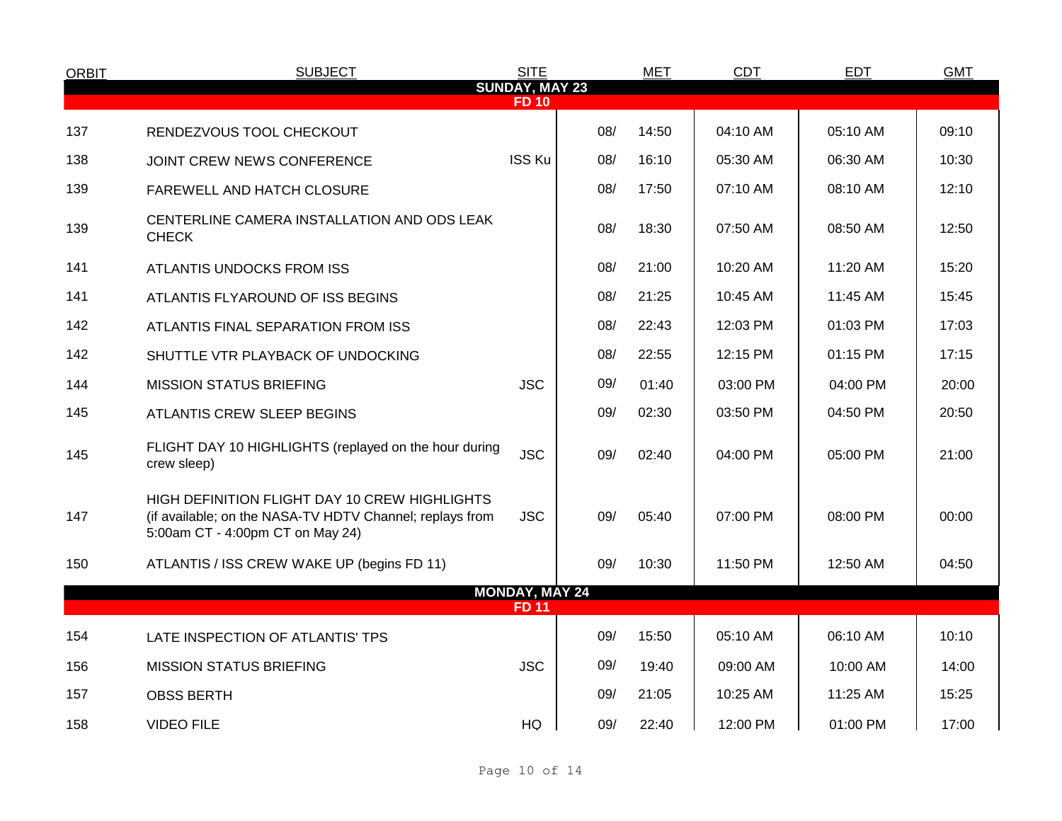| ORBIT | SUBJECT | SITE | MET | CDT | EDT | GMT |
|---|---|---|---|---|---|---|
| | **SUNDAY, MAY 23** | | | | | |
| | **FD 10** | | | | | |
| 137 | RENDEZVOUS TOOL CHECKOUT | | 08/ 14:50 | 04:10 AM | 05:10 AM | 09:10 |
| 138 | JOINT CREW NEWS CONFERENCE | ISS Ku | 08/ 16:10 | 05:30 AM | 06:30 AM | 10:30 |
| 139 | FAREWELL AND HATCH CLOSURE | | 08/ 17:50 | 07:10 AM | 08:10 AM | 12:10 |
| 139 | CENTERLINE CAMERA INSTALLATION AND ODS LEAK CHECK | | 08/ 18:30 | 07:50 AM | 08:50 AM | 12:50 |
| 141 | ATLANTIS UNDOCKS FROM ISS | | 08/ 21:00 | 10:20 AM | 11:20 AM | 15:20 |
| 141 | ATLANTIS FLYAROUND OF ISS BEGINS | | 08/ 21:25 | 10:45 AM | 11:45 AM | 15:45 |
| 142 | ATLANTIS FINAL SEPARATION FROM ISS | | 08/ 22:43 | 12:03 PM | 01:03 PM | 17:03 |
| 142 | SHUTTLE VTR PLAYBACK OF UNDOCKING | | 08/ 22:55 | 12:15 PM | 01:15 PM | 17:15 |
| 144 | MISSION STATUS BRIEFING | JSC | 09/ 01:40 | 03:00 PM | 04:00 PM | 20:00 |
| 145 | ATLANTIS CREW SLEEP BEGINS | | 09/ 02:30 | 03:50 PM | 04:50 PM | 20:50 |
| 145 | FLIGHT DAY 10 HIGHLIGHTS (replayed on the hour during crew sleep) | JSC | 09/ 02:40 | 04:00 PM | 05:00 PM | 21:00 |
| 147 | HIGH DEFINITION FLIGHT DAY 10 CREW HIGHLIGHTS (if available; on the NASA-TV HDTV Channel; replays from 5:00am CT - 4:00pm CT on May 24) | JSC | 09/ 05:40 | 07:00 PM | 08:00 PM | 00:00 |
| 150 | ATLANTIS / ISS CREW WAKE UP (begins FD 11) | | 09/ 10:30 | 11:50 PM | 12:50 AM | 04:50 |
| | **MONDAY, MAY 24** | | | | | |
| | **FD 11** | | | | | |
| 154 | LATE INSPECTION OF ATLANTIS' TPS | | 09/ 15:50 | 05:10 AM | 06:10 AM | 10:10 |
| 156 | MISSION STATUS BRIEFING | JSC | 09/ 19:40 | 09:00 AM | 10:00 AM | 14:00 |
| 157 | OBSS BERTH | | 09/ 21:05 | 10:25 AM | 11:25 AM | 15:25 |
| 158 | VIDEO FILE | HQ | 09/ 22:40 | 12:00 PM | 01:00 PM | 17:00 |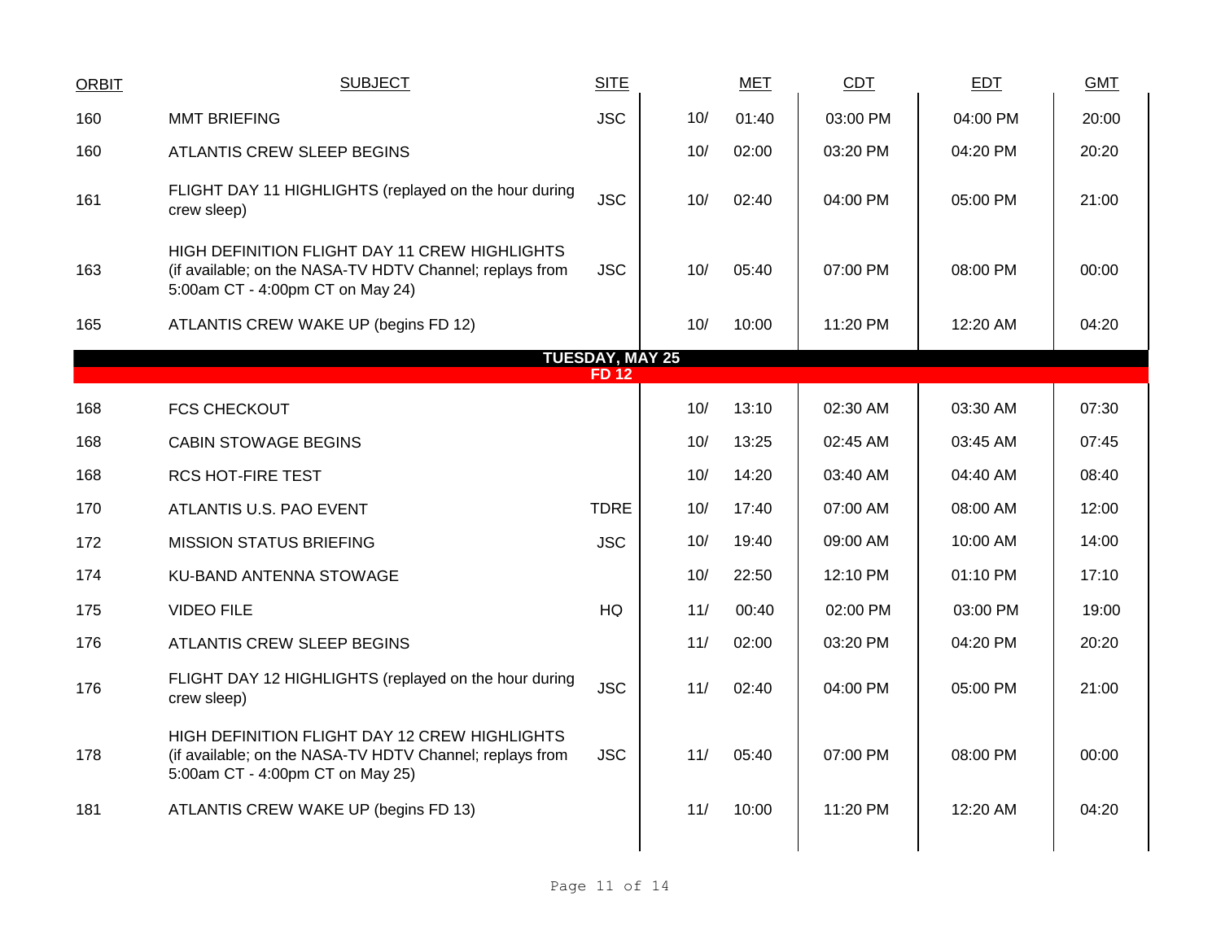| ORBIT | SUBJECT | SITE | MET | | CDT | EDT | GMT |
|---|---|---|---|---|---|---|---|
| 160 | MMT BRIEFING | JSC | 10/ | 01:40 | 03:00 PM | 04:00 PM | 20:00 |
| 160 | ATLANTIS CREW SLEEP BEGINS | | 10/ | 02:00 | 03:20 PM | 04:20 PM | 20:20 |
| 161 | FLIGHT DAY 11 HIGHLIGHTS (replayed on the hour during crew sleep) | JSC | 10/ | 02:40 | 04:00 PM | 05:00 PM | 21:00 |
| 163 | HIGH DEFINITION FLIGHT DAY 11 CREW HIGHLIGHTS (if available; on the NASA-TV HDTV Channel; replays from 5:00am CT - 4:00pm CT on May 24) | JSC | 10/ | 05:40 | 07:00 PM | 08:00 PM | 00:00 |
| 165 | ATLANTIS CREW WAKE UP (begins FD 12) | | 10/ | 10:00 | 11:20 PM | 12:20 AM | 04:20 |
| | **TUESDAY, MAY 25** | | | | | | |
| | **FD 12** | | | | | | |
| 168 | FCS CHECKOUT | | 10/ | 13:10 | 02:30 AM | 03:30 AM | 07:30 |
| 168 | CABIN STOWAGE BEGINS | | 10/ | 13:25 | 02:45 AM | 03:45 AM | 07:45 |
| 168 | RCS HOT-FIRE TEST | | 10/ | 14:20 | 03:40 AM | 04:40 AM | 08:40 |
| 170 | ATLANTIS U.S. PAO EVENT | TDRE | 10/ | 17:40 | 07:00 AM | 08:00 AM | 12:00 |
| 172 | MISSION STATUS BRIEFING | JSC | 10/ | 19:40 | 09:00 AM | 10:00 AM | 14:00 |
| 174 | KU-BAND ANTENNA STOWAGE | | 10/ | 22:50 | 12:10 PM | 01:10 PM | 17:10 |
| 175 | VIDEO FILE | HQ | 11/ | 00:40 | 02:00 PM | 03:00 PM | 19:00 |
| 176 | ATLANTIS CREW SLEEP BEGINS | | 11/ | 02:00 | 03:20 PM | 04:20 PM | 20:20 |
| 176 | FLIGHT DAY 12 HIGHLIGHTS (replayed on the hour during crew sleep) | JSC | 11/ | 02:40 | 04:00 PM | 05:00 PM | 21:00 |
| 178 | HIGH DEFINITION FLIGHT DAY 12 CREW HIGHLIGHTS (if available; on the NASA-TV HDTV Channel; replays from 5:00am CT - 4:00pm CT on May 25) | JSC | 11/ | 05:40 | 07:00 PM | 08:00 PM | 00:00 |
| 181 | ATLANTIS CREW WAKE UP (begins FD 13) | | 11/ | 10:00 | 11:20 PM | 12:20 AM | 04:20 |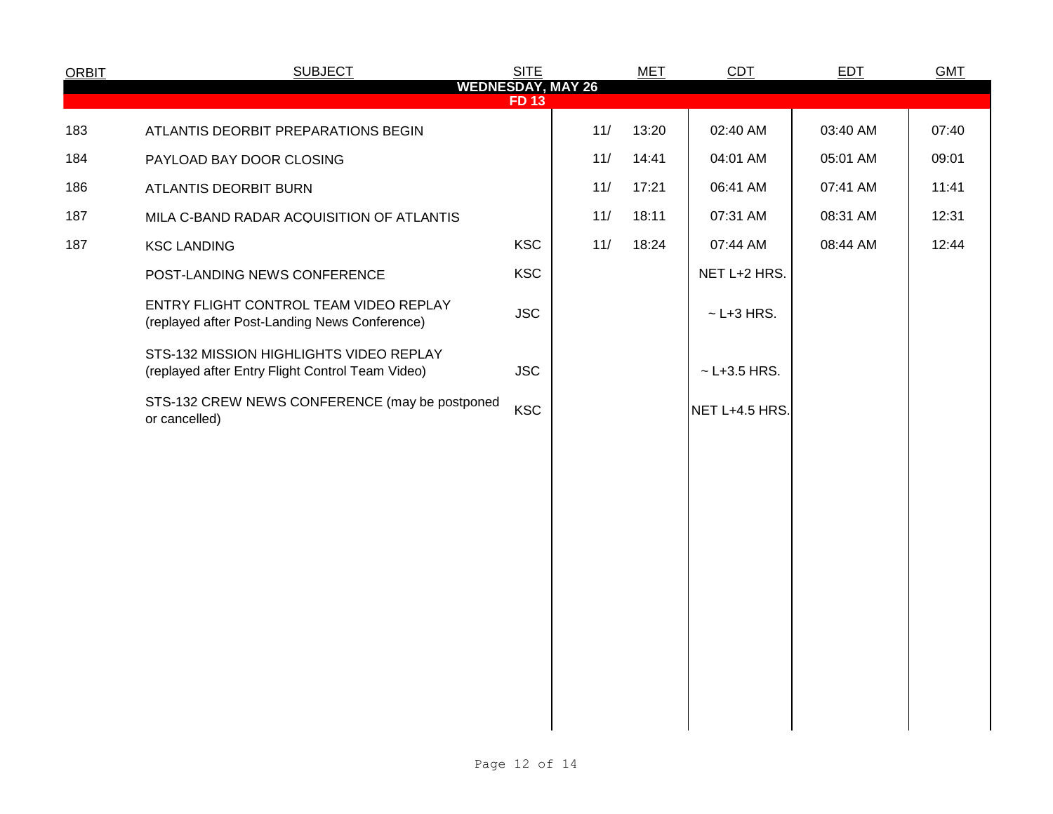| ORBIT | SUBJECT | SITE | MET | | CDT | EDT | GMT |
|---|---|---|---|---|---|---|---|
| **WEDNESDAY, MAY 26** | | | | | | | |
| **FD 13** | | | | | | | |
| 183 | ATLANTIS DEORBIT PREPARATIONS BEGIN | | 11/ | 13:20 | 02:40 AM | 03:40 AM | 07:40 |
| 184 | PAYLOAD BAY DOOR CLOSING | | 11/ | 14:41 | 04:01 AM | 05:01 AM | 09:01 |
| 186 | ATLANTIS DEORBIT BURN | | 11/ | 17:21 | 06:41 AM | 07:41 AM | 11:41 |
| 187 | MILA C-BAND RADAR ACQUISITION OF ATLANTIS | | 11/ | 18:11 | 07:31 AM | 08:31 AM | 12:31 |
| 187 | KSC LANDING | KSC | 11/ | 18:24 | 07:44 AM | 08:44 AM | 12:44 |
| | POST-LANDING NEWS CONFERENCE | KSC | | | NET L+2 HRS. | | |
| | ENTRY FLIGHT CONTROL TEAM VIDEO REPLAY (replayed after Post-Landing News Conference) | JSC | | | ~ L+3 HRS. | | |
| | STS-132 MISSION HIGHLIGHTS VIDEO REPLAY (replayed after Entry Flight Control Team Video) | JSC | | | ~ L+3.5 HRS. | | |
| | STS-132 CREW NEWS CONFERENCE (may be postponed or cancelled) | KSC | | | NET L+4.5 HRS. | | |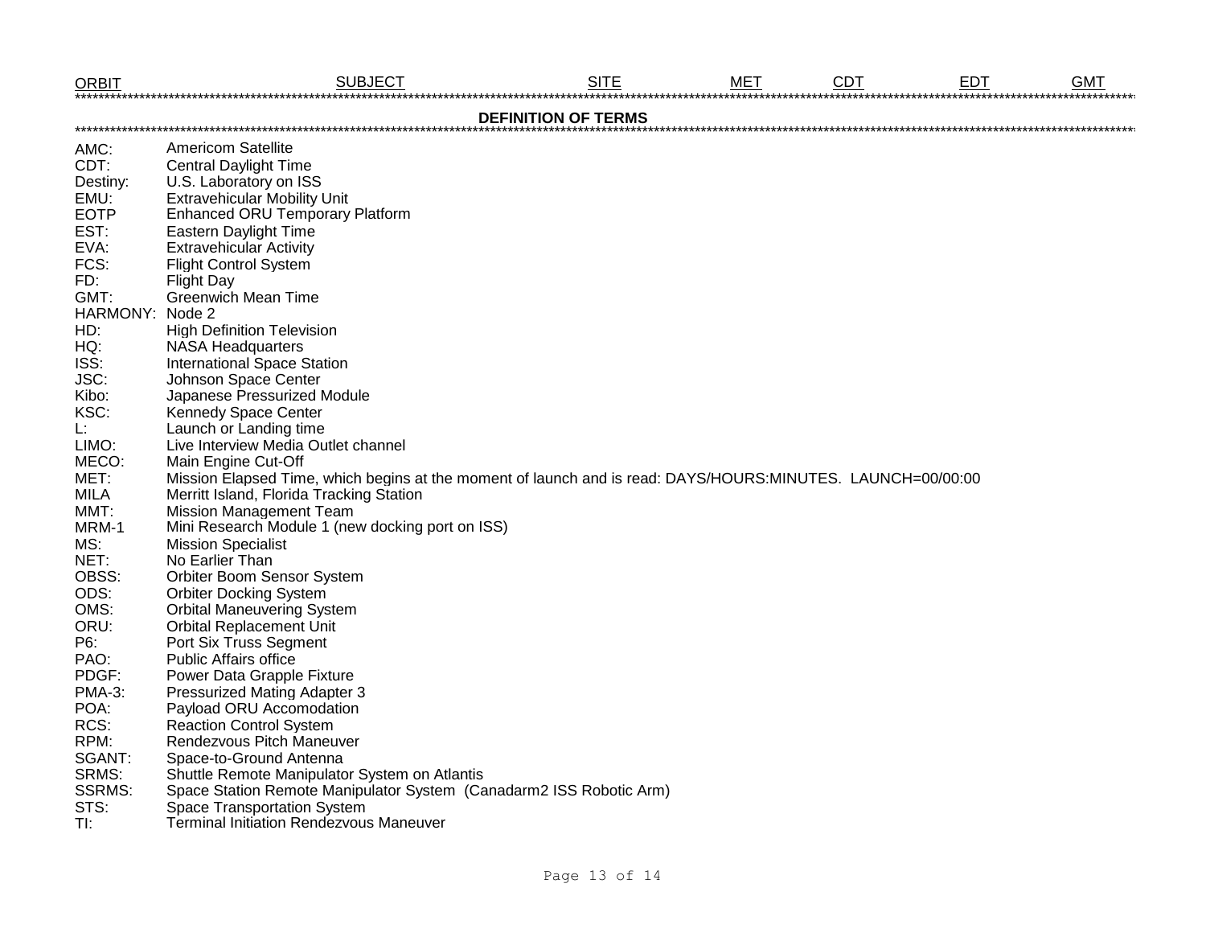| ORBIT | SUBJECT | SITE | MET | CDT | EDT | GMT |
|---|---|---|---|---|---|---|

## DEFINITION OF TERMS

| Term | Definition |
|---|---|
| AMC: | Americom Satellite |
| CDT: | Central Daylight Time |
| Destiny: | U.S. Laboratory on ISS |
| EMU: | Extravehicular Mobility Unit |
| EOTP | Enhanced ORU Temporary Platform |
| EST: | Eastern Daylight Time |
| EVA: | Extravehicular Activity |
| FCS: | Flight Control System |
| FD: | Flight Day |
| GMT: | Greenwich Mean Time |
| HARMONY: | Node 2 |
| HD: | High Definition Television |
| HQ: | NASA Headquarters |
| ISS: | International Space Station |
| JSC: | Johnson Space Center |
| Kibo: | Japanese Pressurized Module |
| KSC: | Kennedy Space Center |
| L: | Launch or Landing time |
| LIMO: | Live Interview Media Outlet channel |
| MECO: | Main Engine Cut-Off |
| MET: | Mission Elapsed Time, which begins at the moment of launch and is read: DAYS/HOURS:MINUTES. LAUNCH=00/00:00 |
| MILA | Merritt Island, Florida Tracking Station |
| MMT: | Mission Management Team |
| MRM-1 | Mini Research Module 1 (new docking port on ISS) |
| MS: | Mission Specialist |
| NET: | No Earlier Than |
| OBSS: | Orbiter Boom Sensor System |
| ODS: | Orbiter Docking System |
| OMS: | Orbital Maneuvering System |
| ORU: | Orbital Replacement Unit |
| P6: | Port Six Truss Segment |
| PAO: | Public Affairs office |
| PDGF: | Power Data Grapple Fixture |
| PMA-3: | Pressurized Mating Adapter 3 |
| POA: | Payload ORU Accomodation |
| RCS: | Reaction Control System |
| RPM: | Rendezvous Pitch Maneuver |
| SGANT: | Space-to-Ground Antenna |
| SRMS: | Shuttle Remote Manipulator System on Atlantis |
| SSRMS: | Space Station Remote Manipulator System (Canadarm2 ISS Robotic Arm) |
| STS: | Space Transportation System |
| TI: | Terminal Initiation Rendezvous Maneuver |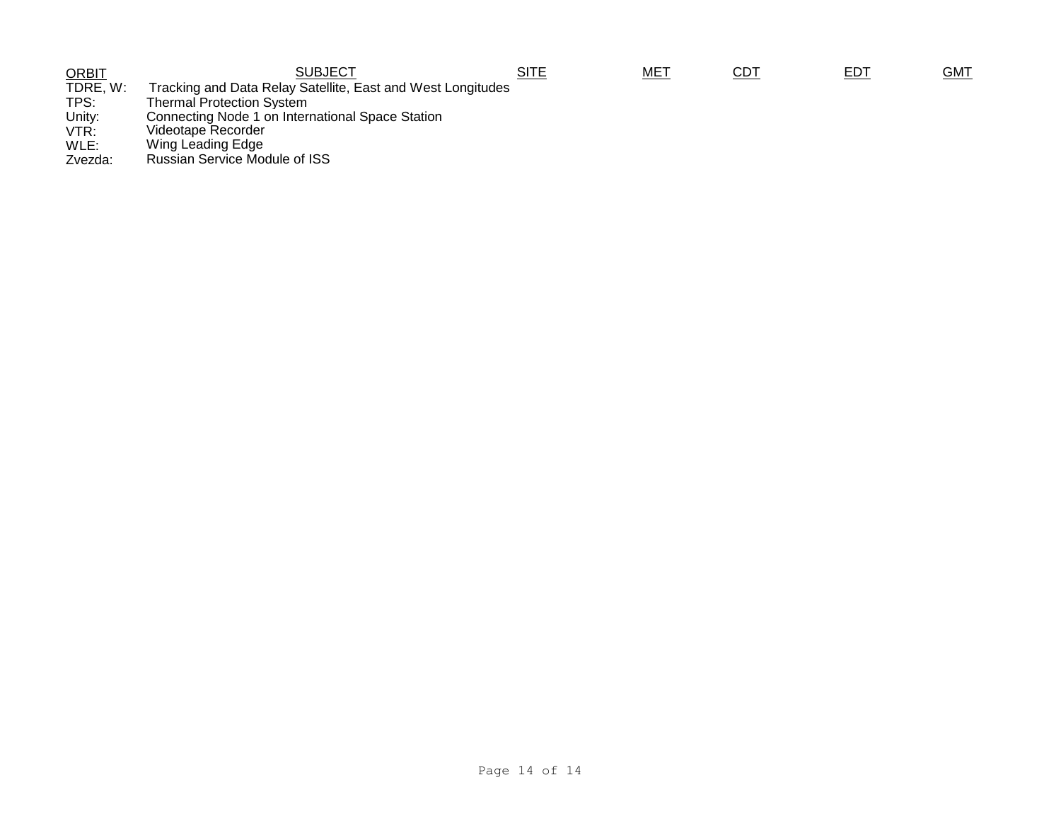| ORBIT | SUBJECT | SITE | MET | CDT | EDT | GMT |
|---|---|---|---|---|---|---|
| TDRE, W: | Tracking and Data Relay Satellite, East and West Longitudes | | | | | |
| TPS: | Thermal Protection System | | | | | |
| Unity: | Connecting Node 1 on International Space Station | | | | | |
| VTR: | Videotape Recorder | | | | | |
| WLE: | Wing Leading Edge | | | | | |
| Zvezda: | Russian Service Module of ISS | | | | | |